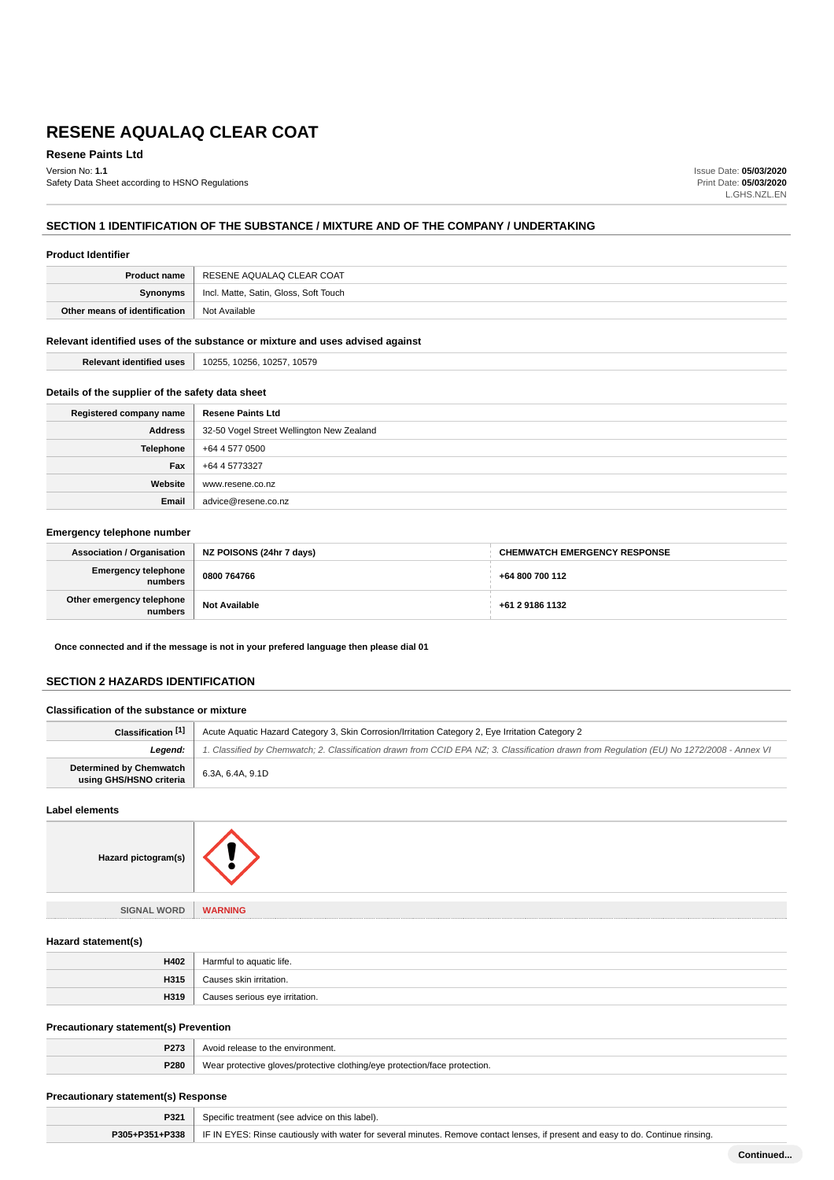# RESENE AQUALAQ CLEAR COAT

**Resene Paints Ltd**

Version No: **1.1**
Safety Data Sheet according to HSNO Regulations

Issue Date: **05/03/2020**
Print Date: **05/03/2020**
L.GHS.NZL.EN

## SECTION 1 IDENTIFICATION OF THE SUBSTANCE / MIXTURE AND OF THE COMPANY / UNDERTAKING

### Product Identifier

| | |
|---|---|
| **Product name** | RESENE AQUALAQ CLEAR COAT |
| **Synonyms** | Incl. Matte, Satin, Gloss, Soft Touch |
| **Other means of identification** | Not Available |

### Relevant identified uses of the substance or mixture and uses advised against

| | |
|---|---|
| **Relevant identified uses** | 10255, 10256, 10257, 10579 |

### Details of the supplier of the safety data sheet

| | |
|---|---|
| **Registered company name** | **Resene Paints Ltd** |
| **Address** | 32-50 Vogel Street Wellington New Zealand |
| **Telephone** | +64 4 577 0500 |
| **Fax** | +64 4 5773327 |
| **Website** | www.resene.co.nz |
| **Email** | advice@resene.co.nz |

### Emergency telephone number

| **Association / Organisation** | **NZ POISONS (24hr 7 days)** | **CHEMWATCH EMERGENCY RESPONSE** |
|---|---|---|
| **Emergency telephone numbers** | **0800 764766** | **+64 800 700 112** |
| **Other emergency telephone numbers** | **Not Available** | **+61 2 9186 1132** |

**Once connected and if the message is not in your prefered language then please dial 01**

## SECTION 2 HAZARDS IDENTIFICATION

### Classification of the substance or mixture

| | |
|---|---|
| **Classification [1]** | Acute Aquatic Hazard Category 3, Skin Corrosion/Irritation Category 2, Eye Irritation Category 2 |
| ***Legend:*** | *1. Classified by Chemwatch; 2. Classification drawn from CCID EPA NZ; 3. Classification drawn from Regulation (EU) No 1272/2008 - Annex VI* |
| **Determined by Chemwatch using GHS/HSNO criteria** | 6.3A, 6.4A, 9.1D |

### Label elements

| | |
|---|---|
| **Hazard pictogram(s)** | |
| SIGNAL WORD | **WARNING** |

### Hazard statement(s)

| | |
|---|---|
| **H402** | Harmful to aquatic life. |
| **H315** | Causes skin irritation. |
| **H319** | Causes serious eye irritation. |

### Precautionary statement(s) Prevention

| | |
|---|---|
| **P273** | Avoid release to the environment. |
| **P280** | Wear protective gloves/protective clothing/eye protection/face protection. |

### Precautionary statement(s) Response

| | |
|---|---|
| **P321** | Specific treatment (see advice on this label). |
| **P305+P351+P338** | IF IN EYES: Rinse cautiously with water for several minutes. Remove contact lenses, if present and easy to do. Continue rinsing. |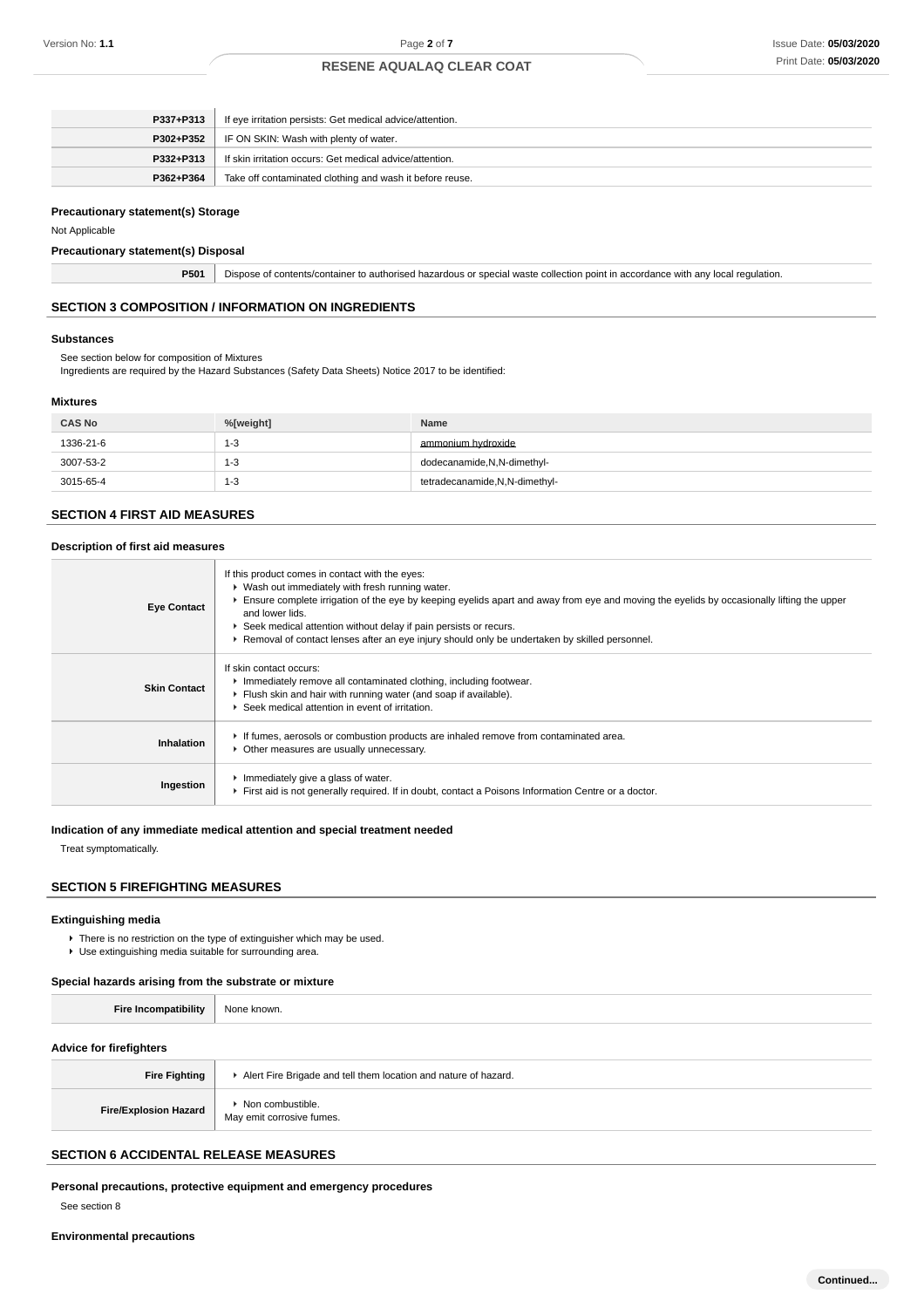| | |
|---|---|
| **P337+P313** | If eye irritation persists: Get medical advice/attention. |
| **P302+P352** | IF ON SKIN: Wash with plenty of water. |
| **P332+P313** | If skin irritation occurs: Get medical advice/attention. |
| **P362+P364** | Take off contaminated clothing and wash it before reuse. |

**Precautionary statement(s) Storage**

Not Applicable

**Precautionary statement(s) Disposal**

| | |
|---|---|
| **P501** | Dispose of contents/container to authorised hazardous or special waste collection point in accordance with any local regulation. |

## SECTION 3 COMPOSITION / INFORMATION ON INGREDIENTS

### Substances

See section below for composition of Mixtures
Ingredients are required by the Hazard Substances (Safety Data Sheets) Notice 2017 to be identified:

### Mixtures

| CAS No | %[weight] | Name |
|---|---|---|
| 1336-21-6 | 1-3 | ammonium hydroxide |
| 3007-53-2 | 1-3 | dodecanamide,N,N-dimethyl- |
| 3015-65-4 | 1-3 | tetradecanamide,N,N-dimethyl- |

## SECTION 4 FIRST AID MEASURES

### Description of first aid measures

| | |
|---|---|
| **Eye Contact** | If this product comes in contact with the eyes:<br>▸ Wash out immediately with fresh running water.<br>▸ Ensure complete irrigation of the eye by keeping eyelids apart and away from eye and moving the eyelids by occasionally lifting the upper and lower lids.<br>▸ Seek medical attention without delay if pain persists or recurs.<br>▸ Removal of contact lenses after an eye injury should only be undertaken by skilled personnel. |
| **Skin Contact** | If skin contact occurs:<br>▸ Immediately remove all contaminated clothing, including footwear.<br>▸ Flush skin and hair with running water (and soap if available).<br>▸ Seek medical attention in event of irritation. |
| **Inhalation** | ▸ If fumes, aerosols or combustion products are inhaled remove from contaminated area.<br>▸ Other measures are usually unnecessary. |
| **Ingestion** | ▸ Immediately give a glass of water.<br>▸ First aid is not generally required. If in doubt, contact a Poisons Information Centre or a doctor. |

### Indication of any immediate medical attention and special treatment needed

Treat symptomatically.

## SECTION 5 FIREFIGHTING MEASURES

### Extinguishing media

- There is no restriction on the type of extinguisher which may be used.
- Use extinguishing media suitable for surrounding area.

### Special hazards arising from the substrate or mixture

| | |
|---|---|
| **Fire Incompatibility** | None known. |

### Advice for firefighters

| | |
|---|---|
| **Fire Fighting** | ▸ Alert Fire Brigade and tell them location and nature of hazard. |
| **Fire/Explosion Hazard** | ▸ Non combustible.<br>May emit corrosive fumes. |

## SECTION 6 ACCIDENTAL RELEASE MEASURES

### Personal precautions, protective equipment and emergency procedures

See section 8

### Environmental precautions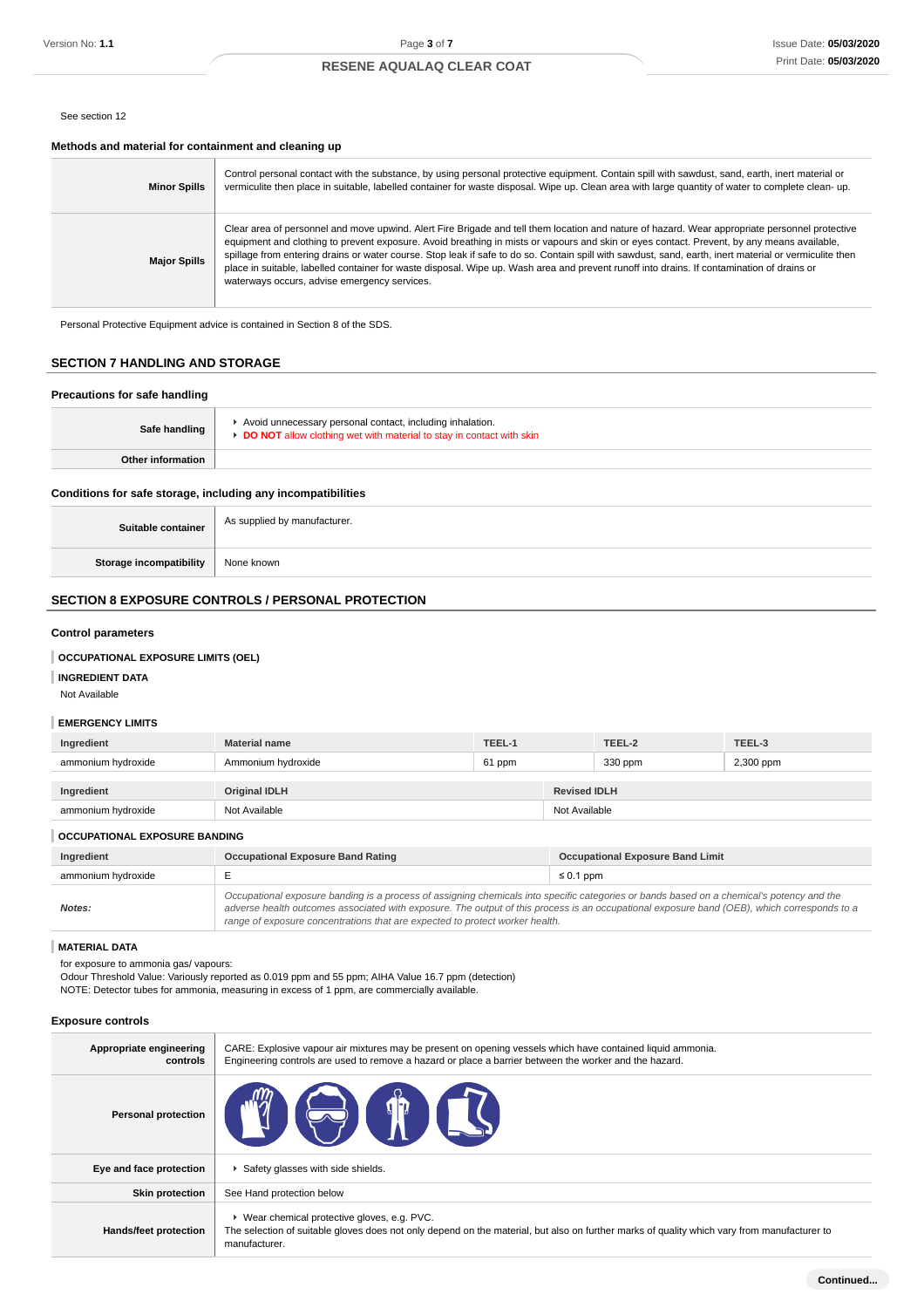See section 12

### Methods and material for containment and cleaning up

| | |
|---|---|
| **Minor Spills** | Control personal contact with the substance, by using personal protective equipment. Contain spill with sawdust, sand, earth, inert material or vermiculite then place in suitable, labelled container for waste disposal. Wipe up. Clean area with large quantity of water to complete clean- up. |
| **Major Spills** | Clear area of personnel and move upwind. Alert Fire Brigade and tell them location and nature of hazard. Wear appropriate personnel protective equipment and clothing to prevent exposure. Avoid breathing in mists or vapours and skin or eyes contact. Prevent, by any means available, spillage from entering drains or water course. Stop leak if safe to do so. Contain spill with sawdust, sand, earth, inert material or vermiculite then place in suitable, labelled container for waste disposal. Wipe up. Wash area and prevent runoff into drains. If contamination of drains or waterways occurs, advise emergency services. |

Personal Protective Equipment advice is contained in Section 8 of the SDS.

## SECTION 7 HANDLING AND STORAGE

### Precautions for safe handling

| | |
|---|---|
| **Safe handling** | ‣ Avoid unnecessary personal contact, including inhalation.<br>‣ **DO NOT** allow clothing wet with material to stay in contact with skin |
| **Other information** | |

### Conditions for safe storage, including any incompatibilities

| | |
|---|---|
| **Suitable container** | As supplied by manufacturer. |
| **Storage incompatibility** | None known |

## SECTION 8 EXPOSURE CONTROLS / PERSONAL PROTECTION

### Control parameters

**OCCUPATIONAL EXPOSURE LIMITS (OEL)**

**INGREDIENT DATA**

Not Available

**EMERGENCY LIMITS**

| Ingredient | Material name | TEEL-1 | TEEL-2 | TEEL-3 |
|---|---|---|---|---|
| ammonium hydroxide | Ammonium hydroxide | 61 ppm | 330 ppm | 2,300 ppm |

| Ingredient | Original IDLH | Revised IDLH |
|---|---|---|
| ammonium hydroxide | Not Available | Not Available |

**OCCUPATIONAL EXPOSURE BANDING**

| Ingredient | Occupational Exposure Band Rating | Occupational Exposure Band Limit |
|---|---|---|
| ammonium hydroxide | E | ≤ 0.1 ppm |
| ***Notes:*** | *Occupational exposure banding is a process of assigning chemicals into specific categories or bands based on a chemical's potency and the adverse health outcomes associated with exposure. The output of this process is an occupational exposure band (OEB), which corresponds to a range of exposure concentrations that are expected to protect worker health.* | |

**MATERIAL DATA**

for exposure to ammonia gas/ vapours:
Odour Threshold Value: Variously reported as 0.019 ppm and 55 ppm; AIHA Value 16.7 ppm (detection)
NOTE: Detector tubes for ammonia, measuring in excess of 1 ppm, are commercially available.

### Exposure controls

| | |
|---|---|
| **Appropriate engineering controls** | CARE: Explosive vapour air mixtures may be present on opening vessels which have contained liquid ammonia.<br>Engineering controls are used to remove a hazard or place a barrier between the worker and the hazard. |
| **Personal protection** | |
| **Eye and face protection** | ‣ Safety glasses with side shields. |
| **Skin protection** | See Hand protection below |
| **Hands/feet protection** | ‣ Wear chemical protective gloves, e.g. PVC.<br>The selection of suitable gloves does not only depend on the material, but also on further marks of quality which vary from manufacturer to manufacturer. |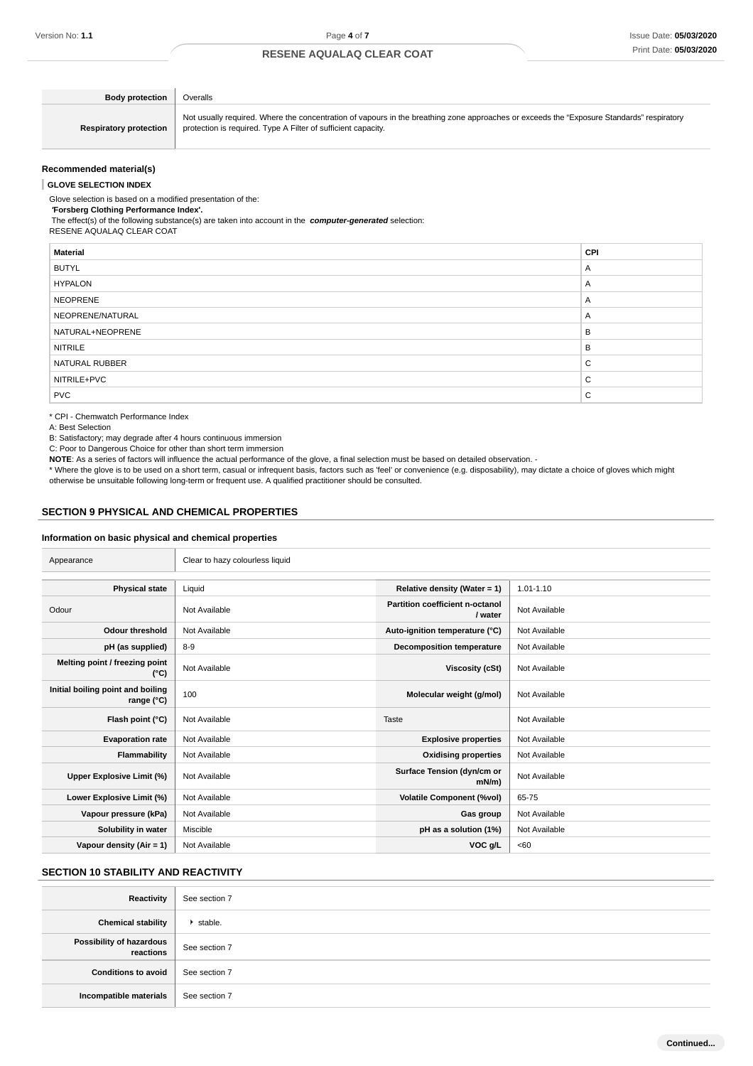| | |
|---|---|
| **Body protection** | Overalls |
| **Respiratory protection** | Not usually required. Where the concentration of vapours in the breathing zone approaches or exceeds the "Exposure Standards" respiratory protection is required. Type A Filter of sufficient capacity. |

### Recommended material(s)

**GLOVE SELECTION INDEX**

Glove selection is based on a modified presentation of the:
**'Forsberg Clothing Performance Index'.**
The effect(s) of the following substance(s) are taken into account in the ***computer-generated*** selection:
RESENE AQUALAQ CLEAR COAT

| Material | CPI |
|---|---|
| BUTYL | A |
| HYPALON | A |
| NEOPRENE | A |
| NEOPRENE/NATURAL | A |
| NATURAL+NEOPRENE | B |
| NITRILE | B |
| NATURAL RUBBER | C |
| NITRILE+PVC | C |
| PVC | C |

* CPI - Chemwatch Performance Index
A: Best Selection
B: Satisfactory; may degrade after 4 hours continuous immersion
C: Poor to Dangerous Choice for other than short term immersion
**NOTE**: As a series of factors will influence the actual performance of the glove, a final selection must be based on detailed observation. -
* Where the glove is to be used on a short term, casual or infrequent basis, factors such as 'feel' or convenience (e.g. disposability), may dictate a choice of gloves which might otherwise be unsuitable following long-term or frequent use. A qualified practitioner should be consulted.

## SECTION 9 PHYSICAL AND CHEMICAL PROPERTIES

### Information on basic physical and chemical properties

| | | | |
|---|---|---|---|
| Appearance | Clear to hazy colourless liquid | | |
| **Physical state** | Liquid | **Relative density (Water = 1)** | 1.01-1.10 |
| Odour | Not Available | **Partition coefficient n-octanol / water** | Not Available |
| **Odour threshold** | Not Available | **Auto-ignition temperature (°C)** | Not Available |
| **pH (as supplied)** | 8-9 | **Decomposition temperature** | Not Available |
| **Melting point / freezing point (°C)** | Not Available | **Viscosity (cSt)** | Not Available |
| **Initial boiling point and boiling range (°C)** | 100 | **Molecular weight (g/mol)** | Not Available |
| **Flash point (°C)** | Not Available | Taste | Not Available |
| **Evaporation rate** | Not Available | **Explosive properties** | Not Available |
| **Flammability** | Not Available | **Oxidising properties** | Not Available |
| **Upper Explosive Limit (%)** | Not Available | **Surface Tension (dyn/cm or mN/m)** | Not Available |
| **Lower Explosive Limit (%)** | Not Available | **Volatile Component (%vol)** | 65-75 |
| **Vapour pressure (kPa)** | Not Available | **Gas group** | Not Available |
| **Solubility in water** | Miscible | **pH as a solution (1%)** | Not Available |
| **Vapour density (Air = 1)** | Not Available | **VOC g/L** | <60 |

## SECTION 10 STABILITY AND REACTIVITY

| | |
|---|---|
| **Reactivity** | See section 7 |
| **Chemical stability** | ▸ stable. |
| **Possibility of hazardous reactions** | See section 7 |
| **Conditions to avoid** | See section 7 |
| **Incompatible materials** | See section 7 |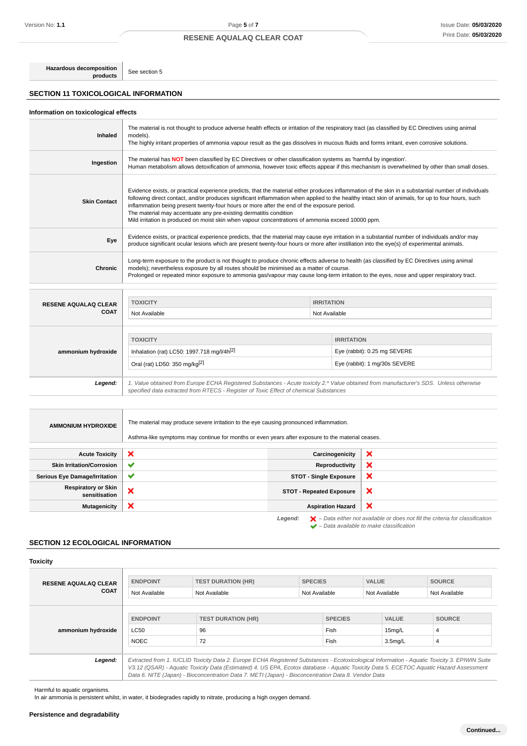| | |
|---|---|
| **Hazardous decomposition products** | See section 5 |

## SECTION 11 TOXICOLOGICAL INFORMATION

### Information on toxicological effects

| | |
|---|---|
| **Inhaled** | The material is not thought to produce adverse health effects or irritation of the respiratory tract (as classified by EC Directives using animal models).<br>The highly irritant properties of ammonia vapour result as the gas dissolves in mucous fluids and forms irritant, even corrosive solutions. |
| **Ingestion** | The material has **NOT** been classified by EC Directives or other classification systems as 'harmful by ingestion'.<br>Human metabolism allows detoxification of ammonia, however toxic effects appear if this mechanism is overwhelmed by other than small doses. |
| **Skin Contact** | Evidence exists, or practical experience predicts, that the material either produces inflammation of the skin in a substantial number of individuals following direct contact, and/or produces significant inflammation when applied to the healthy intact skin of animals, for up to four hours, such inflammation being present twenty-four hours or more after the end of the exposure period.<br>The material may accentuate any pre-existing dermatitis condition<br>Mild irritation is produced on moist skin when vapour concentrations of ammonia exceed 10000 ppm. |
| **Eye** | Evidence exists, or practical experience predicts, that the material may cause eye irritation in a substantial number of individuals and/or may produce significant ocular lesions which are present twenty-four hours or more after instillation into the eye(s) of experimental animals. |
| **Chronic** | Long-term exposure to the product is not thought to produce chronic effects adverse to health (as classified by EC Directives using animal models); nevertheless exposure by all routes should be minimised as a matter of course.<br>Prolonged or repeated minor exposure to ammonia gas/vapour may cause long-term irritation to the eyes, nose and upper respiratory tract. |

**RESENE AQUALAQ CLEAR COAT**

| TOXICITY | IRRITATION |
|---|---|
| Not Available | Not Available |

**ammonium hydroxide**

| TOXICITY | IRRITATION |
|---|---|
| Inhalation (rat) LC50: 1997.718 mg/l/4h[2] | Eye (rabbit): 0.25 mg SEVERE |
| Oral (rat) LD50: 350 mg/kg[2] | Eye (rabbit): 1 mg/30s SEVERE |

***Legend:*** *1. Value obtained from Europe ECHA Registered Substances - Acute toxicity 2.\* Value obtained from manufacturer's SDS. Unless otherwise specified data extracted from RTECS - Register of Toxic Effect of chemical Substances*

| | |
|---|---|
| **AMMONIUM HYDROXIDE** | The material may produce severe irritation to the eye causing pronounced inflammation.<br><br>Asthma-like symptoms may continue for months or even years after exposure to the material ceases. |

| | | | |
|---|---|---|---|
| **Acute Toxicity** | ✘ | **Carcinogenicity** | ✘ |
| **Skin Irritation/Corrosion** | ✔ | **Reproductivity** | ✘ |
| **Serious Eye Damage/Irritation** | ✔ | **STOT - Single Exposure** | ✘ |
| **Respiratory or Skin sensitisation** | ✘ | **STOT - Repeated Exposure** | ✘ |
| **Mutagenicity** | ✘ | **Aspiration Hazard** | ✘ |

***Legend:*** ✘ *– Data either not available or does not fill the criteria for classification*
✔ *– Data available to make classification*

## SECTION 12 ECOLOGICAL INFORMATION

### Toxicity

**RESENE AQUALAQ CLEAR COAT**

| ENDPOINT | TEST DURATION (HR) | SPECIES | VALUE | SOURCE |
|---|---|---|---|---|
| Not Available | Not Available | Not Available | Not Available | Not Available |

**ammonium hydroxide**

| ENDPOINT | TEST DURATION (HR) | SPECIES | VALUE | SOURCE |
|---|---|---|---|---|
| LC50 | 96 | Fish | 15mg/L | 4 |
| NOEC | 72 | Fish | 3.5mg/L | 4 |

***Legend:*** *Extracted from 1. IUCLID Toxicity Data 2. Europe ECHA Registered Substances - Ecotoxicological Information - Aquatic Toxicity 3. EPIWIN Suite V3.12 (QSAR) - Aquatic Toxicity Data (Estimated) 4. US EPA, Ecotox database - Aquatic Toxicity Data 5. ECETOC Aquatic Hazard Assessment Data 6. NITE (Japan) - Bioconcentration Data 7. METI (Japan) - Bioconcentration Data 8. Vendor Data*

Harmful to aquatic organisms.
In air ammonia is persistent whilst, in water, it biodegrades rapidly to nitrate, producing a high oxygen demand.

### Persistence and degradability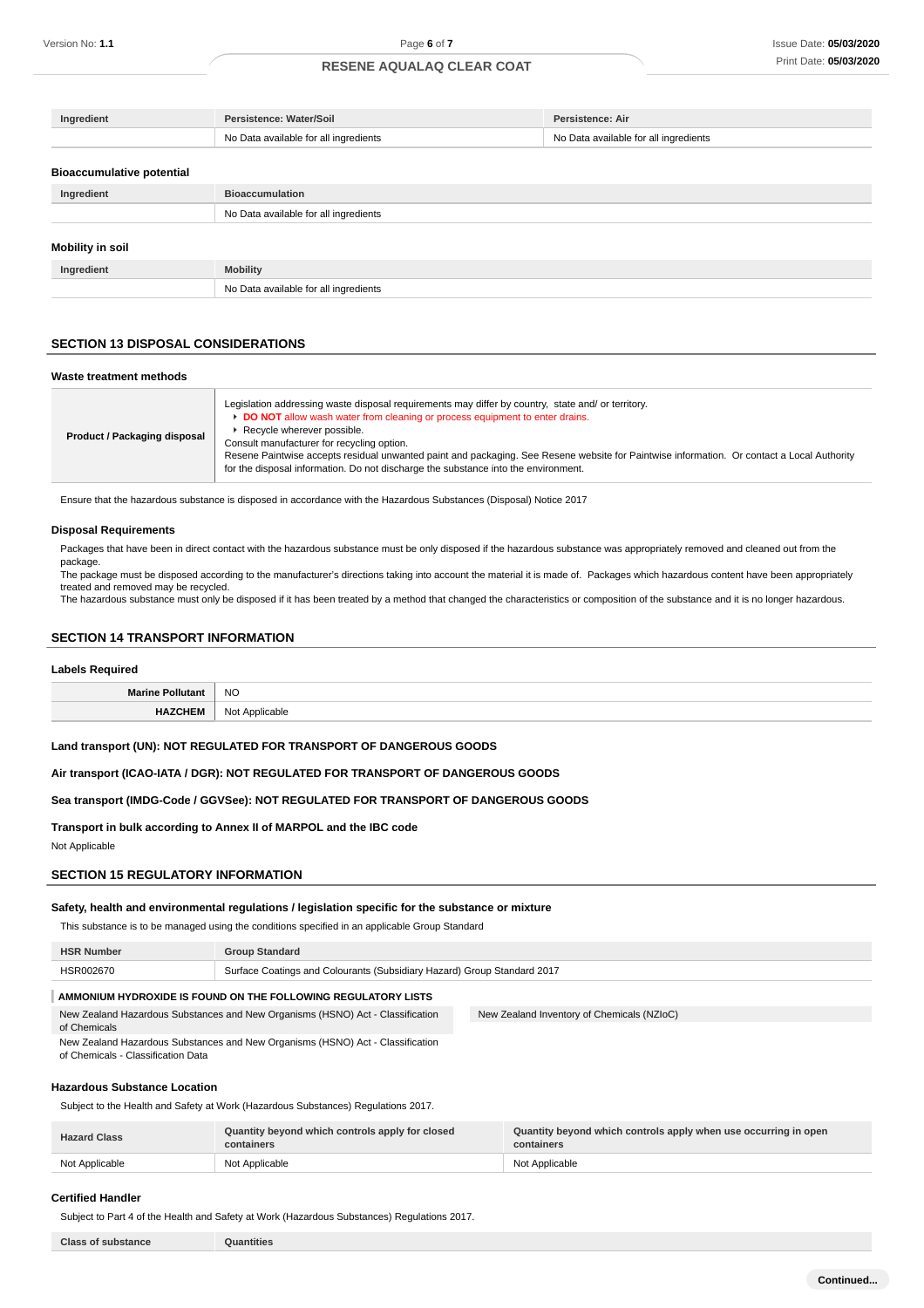| Ingredient | Persistence: Water/Soil | Persistence: Air |
|---|---|---|
| | No Data available for all ingredients | No Data available for all ingredients |

### Bioaccumulative potential

| Ingredient | Bioaccumulation |
|---|---|
| | No Data available for all ingredients |

### Mobility in soil

| Ingredient | Mobility |
|---|---|
| | No Data available for all ingredients |

## SECTION 13 DISPOSAL CONSIDERATIONS

### Waste treatment methods

| | |
|---|---|
| **Product / Packaging disposal** | Legislation addressing waste disposal requirements may differ by country, state and/ or territory.<br>▸ **DO NOT** allow wash water from cleaning or process equipment to enter drains.<br>▸ Recycle wherever possible.<br>Consult manufacturer for recycling option.<br>Resene Paintwise accepts residual unwanted paint and packaging. See Resene website for Paintwise information. Or contact a Local Authority for the disposal information. Do not discharge the substance into the environment. |

Ensure that the hazardous substance is disposed in accordance with the Hazardous Substances (Disposal) Notice 2017

### Disposal Requirements

Packages that have been in direct contact with the hazardous substance must be only disposed if the hazardous substance was appropriately removed and cleaned out from the package.
The package must be disposed according to the manufacturer's directions taking into account the material it is made of. Packages which hazardous content have been appropriately treated and removed may be recycled.
The hazardous substance must only be disposed if it has been treated by a method that changed the characteristics or composition of the substance and it is no longer hazardous.

## SECTION 14 TRANSPORT INFORMATION

### Labels Required

| | |
|---|---|
| **Marine Pollutant** | NO |
| **HAZCHEM** | Not Applicable |

**Land transport (UN): NOT REGULATED FOR TRANSPORT OF DANGEROUS GOODS**

**Air transport (ICAO-IATA / DGR): NOT REGULATED FOR TRANSPORT OF DANGEROUS GOODS**

**Sea transport (IMDG-Code / GGVSee): NOT REGULATED FOR TRANSPORT OF DANGEROUS GOODS**

**Transport in bulk according to Annex II of MARPOL and the IBC code**

Not Applicable

## SECTION 15 REGULATORY INFORMATION

### Safety, health and environmental regulations / legislation specific for the substance or mixture

This substance is to be managed using the conditions specified in an applicable Group Standard

| HSR Number | Group Standard |
|---|---|
| HSR002670 | Surface Coatings and Colourants (Subsidiary Hazard) Group Standard 2017 |

**AMMONIUM HYDROXIDE IS FOUND ON THE FOLLOWING REGULATORY LISTS**

| | |
|---|---|
| New Zealand Hazardous Substances and New Organisms (HSNO) Act - Classification of Chemicals | New Zealand Inventory of Chemicals (NZIoC) |
| New Zealand Hazardous Substances and New Organisms (HSNO) Act - Classification of Chemicals - Classification Data | |

### Hazardous Substance Location

Subject to the Health and Safety at Work (Hazardous Substances) Regulations 2017.

| Hazard Class | Quantity beyond which controls apply for closed containers | Quantity beyond which controls apply when use occurring in open containers |
|---|---|---|
| Not Applicable | Not Applicable | Not Applicable |

### Certified Handler

Subject to Part 4 of the Health and Safety at Work (Hazardous Substances) Regulations 2017.

| Class of substance | Quantities |
|---|---|

**Continued...**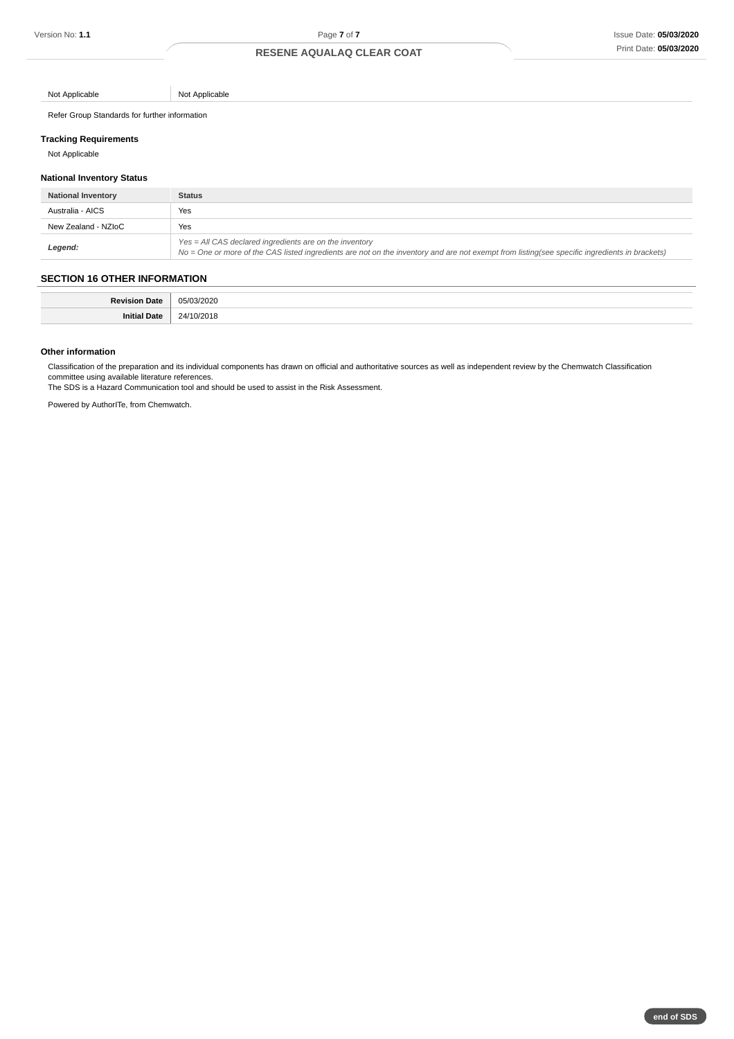| | |
|---|---|
| Not Applicable | Not Applicable |

Refer Group Standards for further information

### Tracking Requirements

Not Applicable

### National Inventory Status

| National Inventory | Status |
|---|---|
| Australia - AICS | Yes |
| New Zealand - NZIoC | Yes |
| ***Legend:*** | *Yes = All CAS declared ingredients are on the inventory*<br>*No = One or more of the CAS listed ingredients are not on the inventory and are not exempt from listing(see specific ingredients in brackets)* |

## SECTION 16 OTHER INFORMATION

| | |
|---|---|
| **Revision Date** | 05/03/2020 |
| **Initial Date** | 24/10/2018 |

### Other information

Classification of the preparation and its individual components has drawn on official and authoritative sources as well as independent review by the Chemwatch Classification committee using available literature references.
The SDS is a Hazard Communication tool and should be used to assist in the Risk Assessment.

Powered by AuthorITe, from Chemwatch.

**end of SDS**